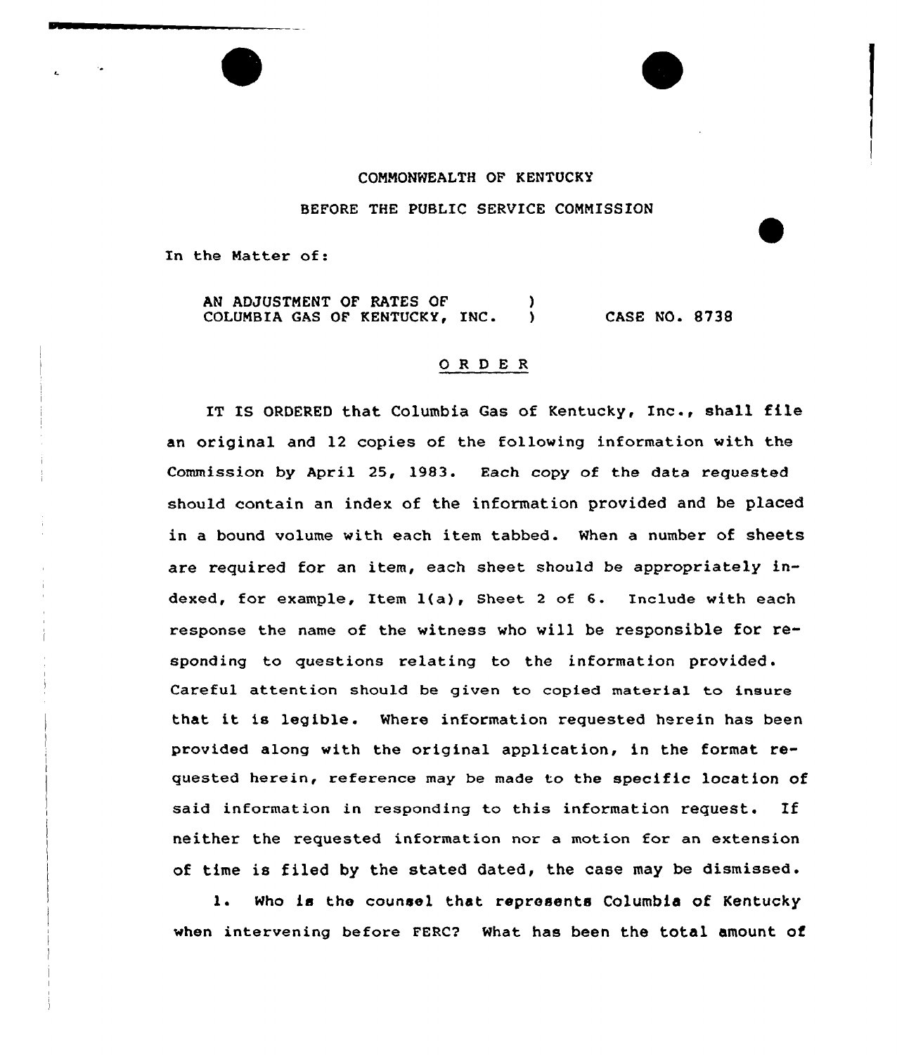COMMONWEALTH OF KENTUCKY

BEFORE THE PUBLIC SERVICE COMMISSION

In the Matter of:

AN ADJUSTMENT OF RATES OF COLUMBIA GAS OF KENTUCKY, INC. ) CASE NO. 8738

## O R D E R

IT IS ORDERED that Columbia Gas of Kentucky, Inc., shall file an original and 12 copies of the following information with the Commission by April 25, 1983. Each copy of the data requested should contain an index of the information provided and be placed in a bound volume with each item tabbed. When a number of sheets are required for an item, each sheet should be appropriately indexed, for example, Item 1(a), Sheet 2 of 6. Include with each response the name of the witness who will be responsible for responding to questions relating to the information provided. Careful attention should be given to copied material to insure that it is legible. Where information requested herein has been provided along with the original application, in the format requested herein, reference may be made to the specific location of said information in responding to this information request. If neither the requested information nor a motion for an extension of time is filed by the stated dated, the case may be dismissed.

1. Who is the counsel that represents Columbia of Kentucky when intervening before FERC? What has been the total amount of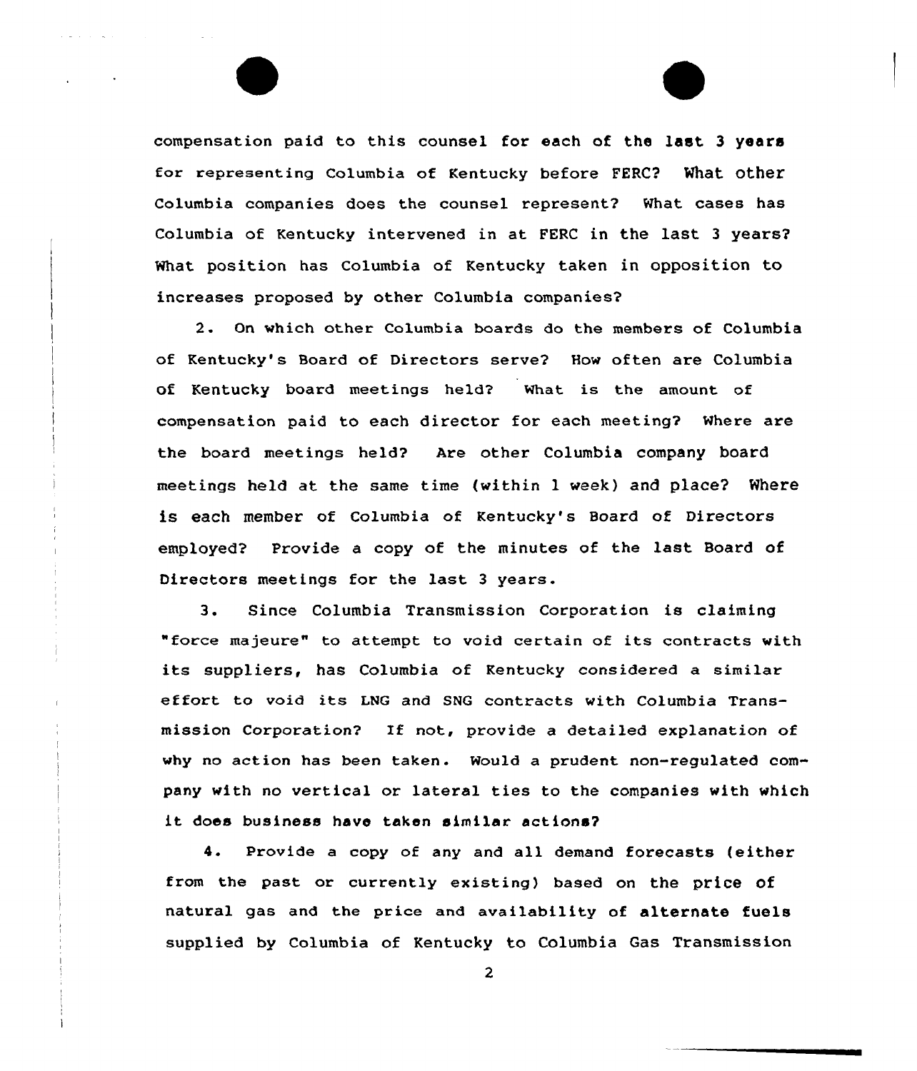compensation paid to this counsel for each of the last 3 years for representing Columbia of Kentucky before FERC? What other Columbia companies does the counsel represent? What cases has Columbia of Kentucky intervened in at FERC in the last 3 years? What position has Columbia of Kentucky taken in opposition to increases proposed by other Columbia companies?

2. On which other Columbia boards do the members of Columbia of Kentucky's Board of Directors serve? How often are Columbia of Kentucky board meetings held? What is the amount of compensation paid to each director for each meeting? Where are the board meetings held? Are other Columbia company board meetings held at the same time (within 1 week) and place? Where is each member of Columbia of Kentucky's Board of Directors employed? Provide a copy of the minutes of the last Board of Directors meetings for the last 3 years.

3. Since Columbia Transmission Corporation is claiming "force majeure" to attempt to void certain of its contracts with its suppliers, has Columbia of Kentucky considered a similar effort to void its LNG and SNG contracts with Columbia Transmission Corporation? If not, provide a detailed explanation of why no action has been taken. Would a prudent non-regulated company with no vertical or lateral ties to the companies with which it does business have taken similar actions?

4. Provide a copy of any and all demand forecasts (either from the past or currently existing) based on the price of natural gas and the price and availability of alternate fuels supplied by Columbia of Kentucky to Columbia Gas Transmission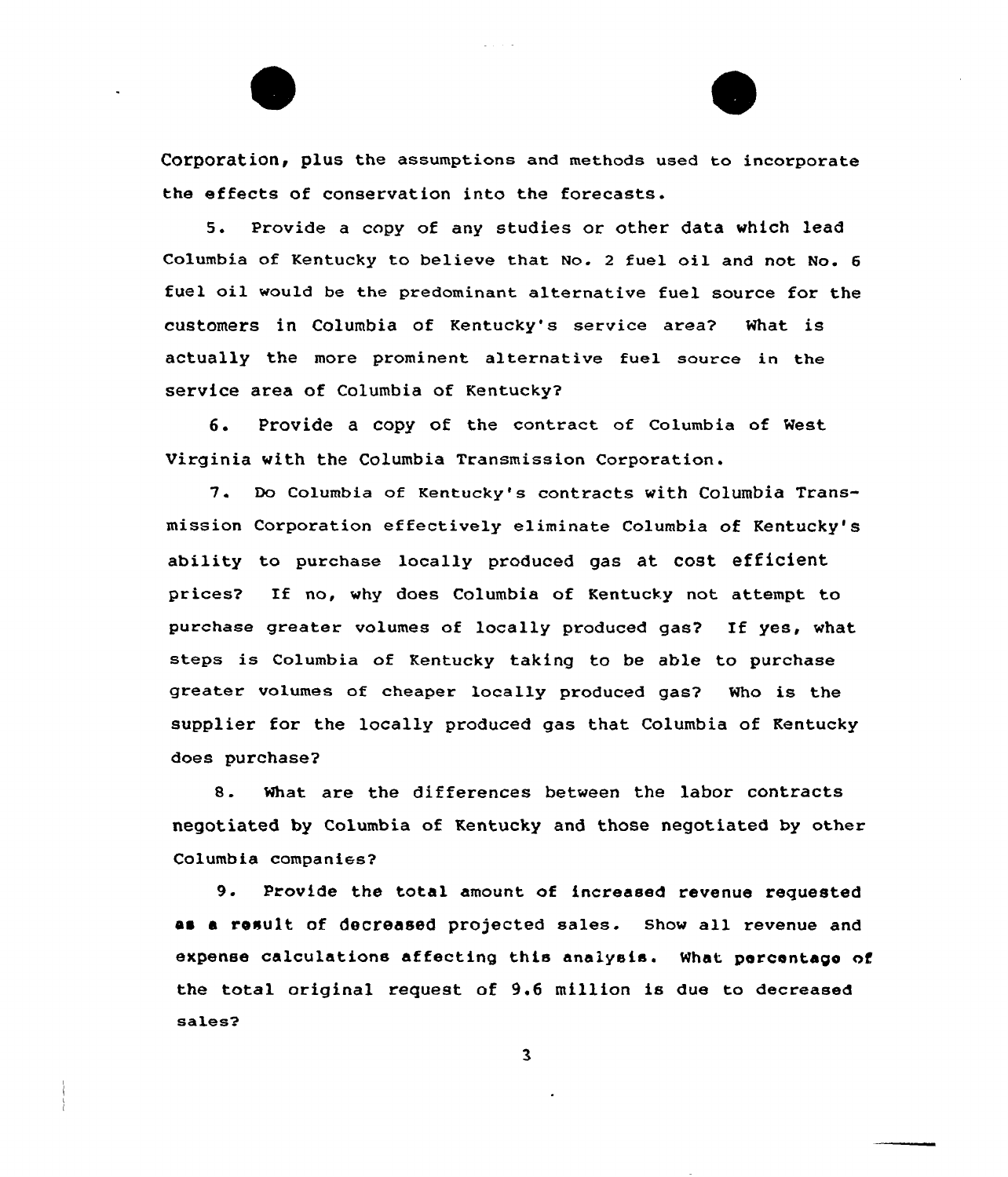Corporation, plus the assumptions and methods used to incorporate the effects of conservation into the forecasts.

5. Provide a copy of any studies or other data which lead Columbia of Kentucky to believe that No. 2 fuel oil and not No. 6 fuel oil would be the predominant alternative fuel source for the customers in Columbia of Kentucky's service area? What is actually the more prominent alternative fuel source in the service area of Columbia of Kentucky?

6. Provide a copy of the contract of Columbia of West Virginia with the Columbia Transmission Corporation.

7. Do Columbia of Kentucky's contracts with Columbia Transmission Corporation effectively eliminate Columbia of Kentucky's ability to purchase locally produced gas at cost efficient prices? If no, why does Columbia of Kentucky not attempt to purchase greater volumes of locally produced gas? If yes, what steps is Columbia of Kentucky taking to be able to purchase greater volumes of cheaper locally produced gas? Who is the supplier for the locally produced gas that Columbia of Kentucky does purchase?

8. What are the differences between the labor contracts negotiated by Columbia of Kentucky and those negotiated by other Columbia companies?

9. Provide the total amount of increased revenue requested as a result of decreased projected sales. Show all revenue and expense calculations affecting this analysis. What percentage of the total original request of 9.6 million is due to decreased sales?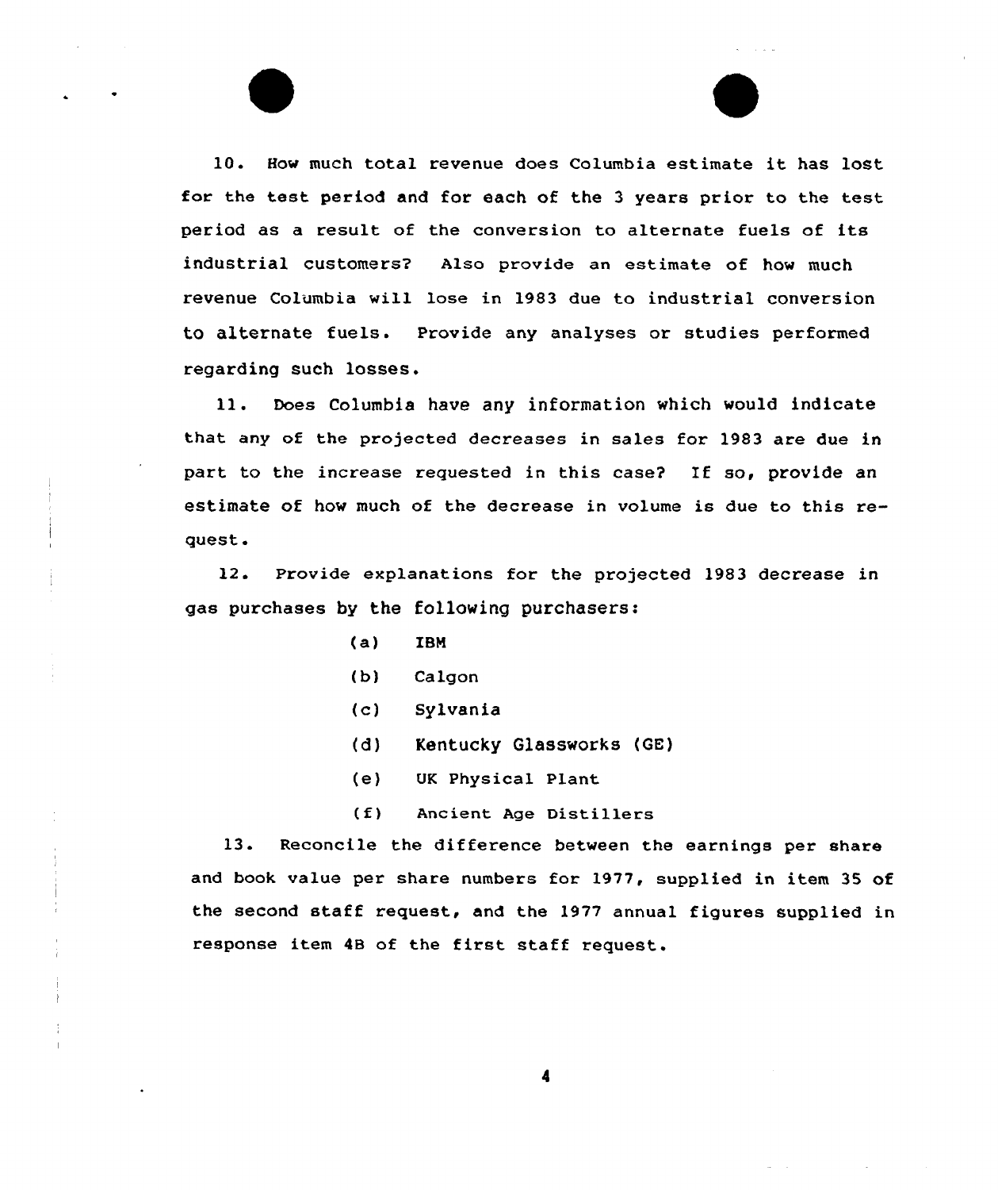10. How much total revenue does Columbia estimate it has lost for the test period and for each of the 3 years prior to the test period as a result of the conversion to alternate fuels of its industrial customers? Also provide an estimate of how much revenue Columbia will lose in 1983 due to industrial conversion to alternate fuels. Provide any analyses or studies performed regarding such losses.

11. Does Columbia have any information which would indicate that any of the projected decreases in sales for 1983 are due in part to the increase requested in this case? If so, provide an estimate of how much of the decrease in volume is due to this request.

12. Provide explanations for the projected 1983 decrease in gas purchases by the following purchasers:

(a) IBM

(b) Calgon

(c) Sylvania

(d) Kentucky Glassworks (GE)

(e) UK Physical Plant

(f) Ancient Age Distillers

13. Reconcile the difference between the earnings per share and book value per share numbers for 1977, supplied in item 35 of the second staff request, and the 1977 annual figures supplied in response item 4B of the first staff request.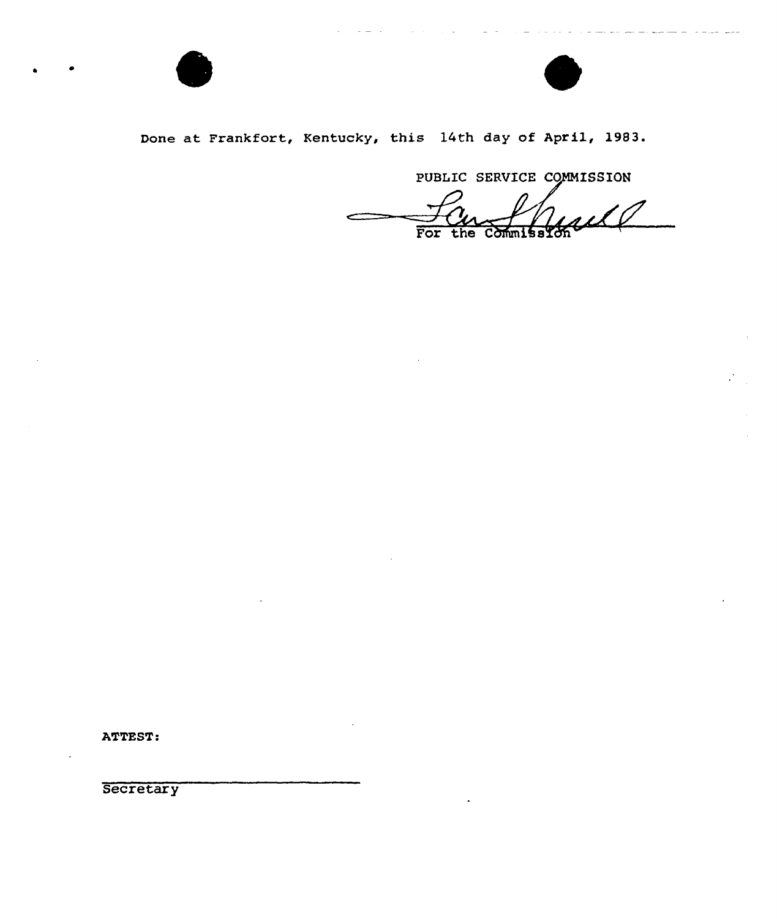Done at Frankfort, Kentucky, this 14th day of April, 1983.

PUBLIC SERVICE COMMISSION

For the Commission

ATTEST:

Secretary